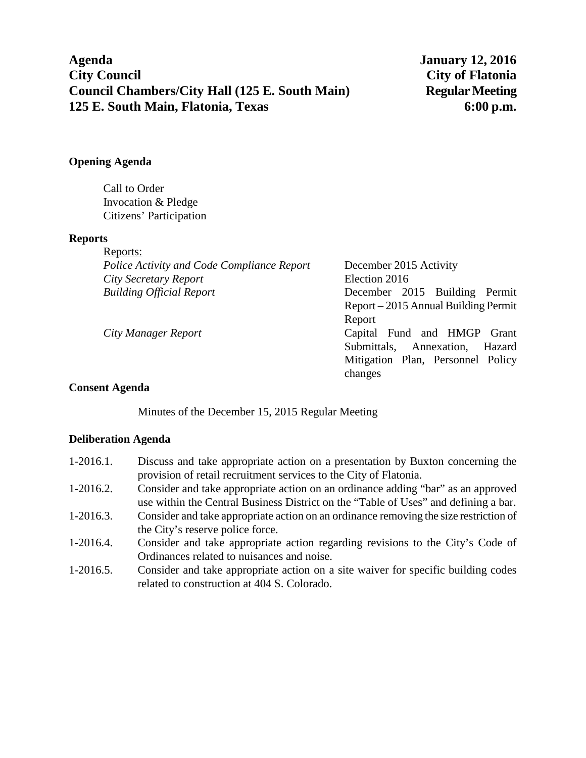**Agenda** **January 12, 2016**
**City Council** **City of Flatonia**
**Council Chambers/City Hall (125 E. South Main)** **Regular Meeting**
**125 E. South Main, Flatonia, Texas** **6:00 p.m.**

## Opening Agenda

Call to Order
Invocation & Pledge
Citizens' Participation

## Reports

Reports:

| | |
|---|---|
| *Police Activity and Code Compliance Report* | December 2015 Activity |
| *City Secretary Report* | Election 2016 |
| *Building Official Report* | December 2015 Building Permit Report – 2015 Annual Building Permit Report |
| *City Manager Report* | Capital Fund and HMGP Grant Submittals, Annexation, Hazard Mitigation Plan, Personnel Policy changes |

## Consent Agenda

Minutes of the December 15, 2015 Regular Meeting

## Deliberation Agenda

1-2016.1. Discuss and take appropriate action on a presentation by Buxton concerning the provision of retail recruitment services to the City of Flatonia.

1-2016.2. Consider and take appropriate action on an ordinance adding "bar" as an approved use within the Central Business District on the "Table of Uses" and defining a bar.

1-2016.3. Consider and take appropriate action on an ordinance removing the size restriction of the City's reserve police force.

1-2016.4. Consider and take appropriate action regarding revisions to the City's Code of Ordinances related to nuisances and noise.

1-2016.5. Consider and take appropriate action on a site waiver for specific building codes related to construction at 404 S. Colorado.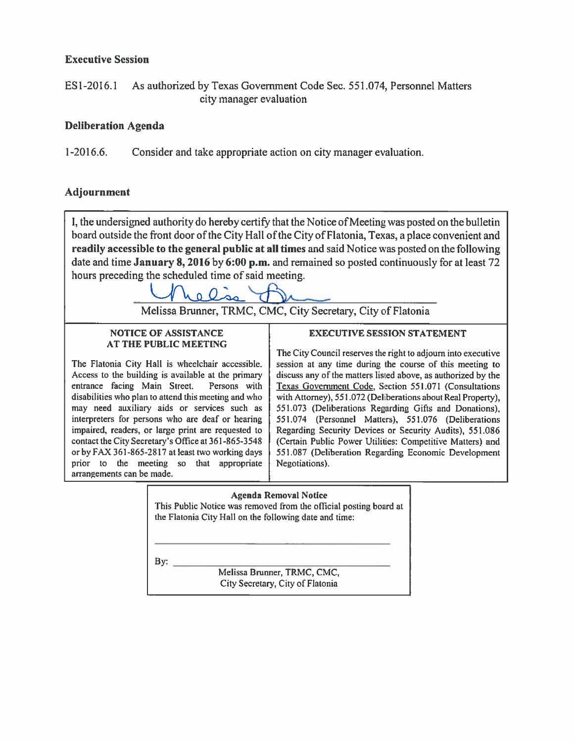## Executive Session

ES1-2016.1 As authorized by Texas Government Code Sec. 551.074, Personnel Matters city manager evaluation

## Deliberation Agenda

1-2016.6. Consider and take appropriate action on city manager evaluation.

## Adjournment

I, the undersigned authority do hereby certify that the Notice of Meeting was posted on the bulletin board outside the front door of the City Hall of the City of Flatonia, Texas, a place convenient and **readily accessible to the general public at all times** and said Notice was posted on the following date and time **January 8, 2016** by **6:00 p.m.** and remained so posted continuously for at least 72 hours preceding the scheduled time of said meeting.

Melissa Brunner, TRMC, CMC, City Secretary, City of Flatonia

**NOTICE OF ASSISTANCE AT THE PUBLIC MEETING**

The Flatonia City Hall is wheelchair accessible. Access to the building is available at the primary entrance facing Main Street. Persons with disabilities who plan to attend this meeting and who may need auxiliary aids or services such as interpreters for persons who are deaf or hearing impaired, readers, or large print are requested to contact the City Secretary's Office at 361-865-3548 or by FAX 361-865-2817 at least two working days prior to the meeting so that appropriate arrangements can be made.

**EXECUTIVE SESSION STATEMENT**

The City Council reserves the right to adjourn into executive session at any time during the course of this meeting to discuss any of the matters listed above, as authorized by the Texas Government Code, Section 551.071 (Consultations with Attorney), 551.072 (Deliberations about Real Property), 551.073 (Deliberations Regarding Gifts and Donations), 551.074 (Personnel Matters), 551.076 (Deliberations Regarding Security Devices or Security Audits), 551.086 (Certain Public Power Utilities: Competitive Matters) and 551.087 (Deliberation Regarding Economic Development Negotiations).

**Agenda Removal Notice**

This Public Notice was removed from the official posting board at the Flatonia City Hall on the following date and time:

\_\_\_\_\_\_\_\_\_\_\_\_\_\_\_\_\_\_\_\_\_\_\_\_\_\_\_\_\_\_\_\_\_\_\_\_

By: \_\_\_\_\_\_\_\_\_\_\_\_\_\_\_\_\_\_\_\_\_\_\_\_\_\_\_\_\_\_\_\_

Melissa Brunner, TRMC, CMC,
City Secretary, City of Flatonia